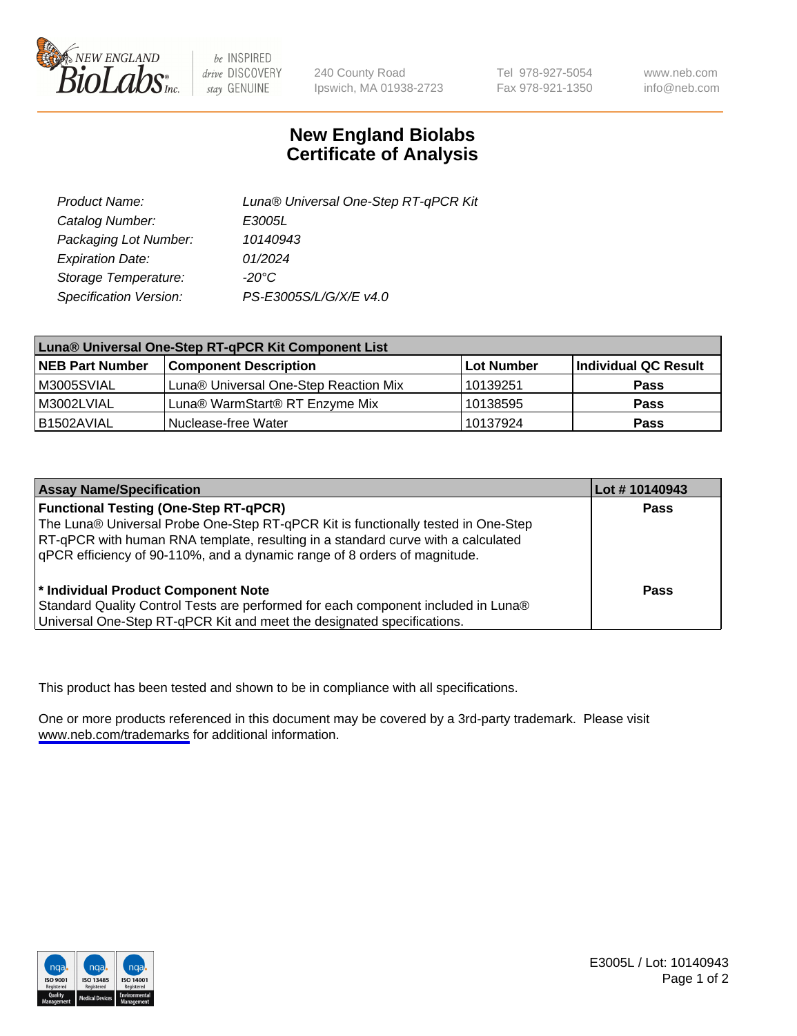NEW ENGLAND BioLabs Inc. — be INSPIRED drive DISCOVERY stay GENUINE

240 County Road
Ipswich, MA 01938-2723

Tel 978-927-5054
Fax 978-921-1350

www.neb.com
info@neb.com

# New England Biolabs
# Certificate of Analysis

| | |
|---|---|
| *Product Name:* | *Luna® Universal One-Step RT-qPCR Kit* |
| *Catalog Number:* | *E3005L* |
| *Packaging Lot Number:* | *10140943* |
| *Expiration Date:* | *01/2024* |
| *Storage Temperature:* | *-20°C* |
| *Specification Version:* | *PS-E3005S/L/G/X/E v4.0* |

| Luna® Universal One-Step RT-qPCR Kit Component List | | | |
|---|---|---|---|
| **NEB Part Number** | **Component Description** | **Lot Number** | **Individual QC Result** |
| M3005SVIAL | Luna® Universal One-Step Reaction Mix | 10139251 | **Pass** |
| M3002LVIAL | Luna® WarmStart® RT Enzyme Mix | 10138595 | **Pass** |
| B1502AVIAL | Nuclease-free Water | 10137924 | **Pass** |

| Assay Name/Specification | Lot # 10140943 |
|---|---|
| **Functional Testing (One-Step RT-qPCR)** The Luna® Universal Probe One-Step RT-qPCR Kit is functionally tested in One-Step RT-qPCR with human RNA template, resulting in a standard curve with a calculated qPCR efficiency of 90-110%, and a dynamic range of 8 orders of magnitude. | **Pass** |
| **\* Individual Product Component Note** Standard Quality Control Tests are performed for each component included in Luna® Universal One-Step RT-qPCR Kit and meet the designated specifications. | **Pass** |

This product has been tested and shown to be in compliance with all specifications.

One or more products referenced in this document may be covered by a 3rd-party trademark. Please visit www.neb.com/trademarks for additional information.

E3005L / Lot: 10140943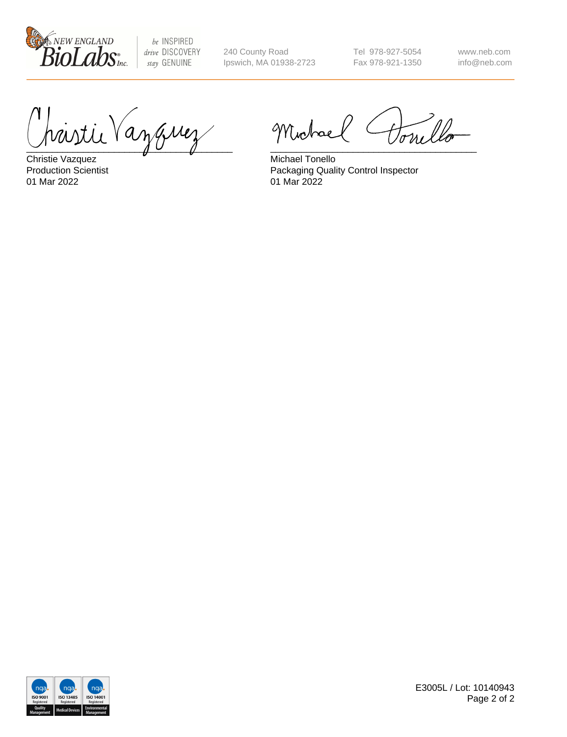Christie Vazquez
Production Scientist
01 Mar 2022

Michael Tonello
Packaging Quality Control Inspector
01 Mar 2022

E3005L / Lot: 10140943